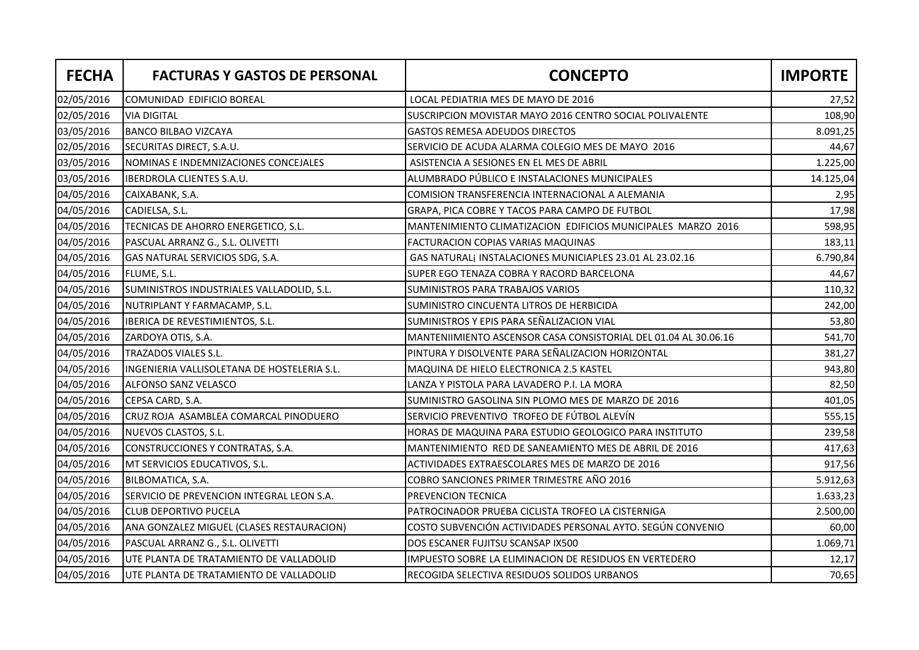| FECHA | FACTURAS Y GASTOS DE PERSONAL | CONCEPTO | IMPORTE |
|---|---|---|---|
| 02/05/2016 | COMUNIDAD EDIFICIO BOREAL | LOCAL PEDIATRIA MES DE MAYO DE 2016 | 27,52 |
| 02/05/2016 | VIA DIGITAL | SUSCRIPCION MOVISTAR MAYO 2016 CENTRO SOCIAL POLIVALENTE | 108,90 |
| 03/05/2016 | BANCO BILBAO VIZCAYA | GASTOS REMESA ADEUDOS DIRECTOS | 8.091,25 |
| 02/05/2016 | SECURITAS DIRECT, S.A.U. | SERVICIO DE ACUDA ALARMA COLEGIO MES DE MAYO 2016 | 44,67 |
| 03/05/2016 | NOMINAS E INDEMNIZACIONES CONCEJALES | ASISTENCIA A SESIONES EN EL MES DE ABRIL | 1.225,00 |
| 03/05/2016 | IBERDROLA CLIENTES S.A.U. | ALUMBRADO PÚBLICO E INSTALACIONES MUNICIPALES | 14.125,04 |
| 04/05/2016 | CAIXABANK, S.A. | COMISION TRANSFERENCIA INTERNACIONAL A ALEMANIA | 2,95 |
| 04/05/2016 | CADIELSA, S.L. | GRAPA, PICA COBRE Y TACOS PARA CAMPO DE FUTBOL | 17,98 |
| 04/05/2016 | TECNICAS DE AHORRO ENERGETICO, S.L. | MANTENIMIENTO CLIMATIZACION EDIFICIOS MUNICIPALES MARZO 2016 | 598,95 |
| 04/05/2016 | PASCUAL ARRANZ G., S.L. OLIVETTI | FACTURACION COPIAS VARIAS MAQUINAS | 183,11 |
| 04/05/2016 | GAS NATURAL SERVICIOS SDG, S.A. | GAS NATURAL¡ INSTALACIONES MUNICIAPLES 23.01 AL 23.02.16 | 6.790,84 |
| 04/05/2016 | FLUME, S.L. | SUPER EGO TENAZA COBRA Y RACORD BARCELONA | 44,67 |
| 04/05/2016 | SUMINISTROS INDUSTRIALES VALLADOLID, S.L. | SUMINISTROS PARA TRABAJOS VARIOS | 110,32 |
| 04/05/2016 | NUTRIPLANT Y FARMACAMP, S.L. | SUMINISTRO CINCUENTA LITROS DE HERBICIDA | 242,00 |
| 04/05/2016 | IBERICA DE REVESTIMIENTOS, S.L. | SUMINISTROS Y EPIS PARA SEÑALIZACION VIAL | 53,80 |
| 04/05/2016 | ZARDOYA OTIS, S.A. | MANTENIIMIENTO ASCENSOR CASA CONSISTORIAL DEL 01.04 AL 30.06.16 | 541,70 |
| 04/05/2016 | TRAZADOS VIALES S.L. | PINTURA Y DISOLVENTE PARA SEÑALIZACION HORIZONTAL | 381,27 |
| 04/05/2016 | INGENIERIA VALLISOLETANA DE HOSTELERIA S.L. | MAQUINA DE HIELO ELECTRONICA 2.5 KASTEL | 943,80 |
| 04/05/2016 | ALFONSO SANZ VELASCO | LANZA Y PISTOLA PARA LAVADERO P.I. LA MORA | 82,50 |
| 04/05/2016 | CEPSA CARD, S.A. | SUMINISTRO GASOLINA SIN PLOMO MES DE MARZO DE 2016 | 401,05 |
| 04/05/2016 | CRUZ ROJA ASAMBLEA COMARCAL PINODUERO | SERVICIO PREVENTIVO TROFEO DE FÚTBOL ALEVÍN | 555,15 |
| 04/05/2016 | NUEVOS CLASTOS, S.L. | HORAS DE MAQUINA PARA ESTUDIO GEOLOGICO PARA INSTITUTO | 239,58 |
| 04/05/2016 | CONSTRUCCIONES Y CONTRATAS, S.A. | MANTENIMIENTO RED DE SANEAMIENTO MES DE ABRIL DE 2016 | 417,63 |
| 04/05/2016 | MT SERVICIOS EDUCATIVOS, S.L. | ACTIVIDADES EXTRAESCOLARES MES DE MARZO DE 2016 | 917,56 |
| 04/05/2016 | BILBOMATICA, S.A. | COBRO SANCIONES PRIMER TRIMESTRE AÑO 2016 | 5.912,63 |
| 04/05/2016 | SERVICIO DE PREVENCION INTEGRAL LEON S.A. | PREVENCION TECNICA | 1.633,23 |
| 04/05/2016 | CLUB DEPORTIVO PUCELA | PATROCINADOR PRUEBA CICLISTA TROFEO LA CISTERNIGA | 2.500,00 |
| 04/05/2016 | ANA GONZALEZ MIGUEL (CLASES RESTAURACION) | COSTO SUBVENCIÓN ACTIVIDADES PERSONAL AYTO. SEGÚN CONVENIO | 60,00 |
| 04/05/2016 | PASCUAL ARRANZ G., S.L. OLIVETTI | DOS ESCANER FUJITSU SCANSAP IX500 | 1.069,71 |
| 04/05/2016 | UTE PLANTA DE TRATAMIENTO DE VALLADOLID | IMPUESTO SOBRE LA ELIMINACION DE RESIDUOS EN VERTEDERO | 12,17 |
| 04/05/2016 | UTE PLANTA DE TRATAMIENTO DE VALLADOLID | RECOGIDA SELECTIVA RESIDUOS SOLIDOS URBANOS | 70,65 |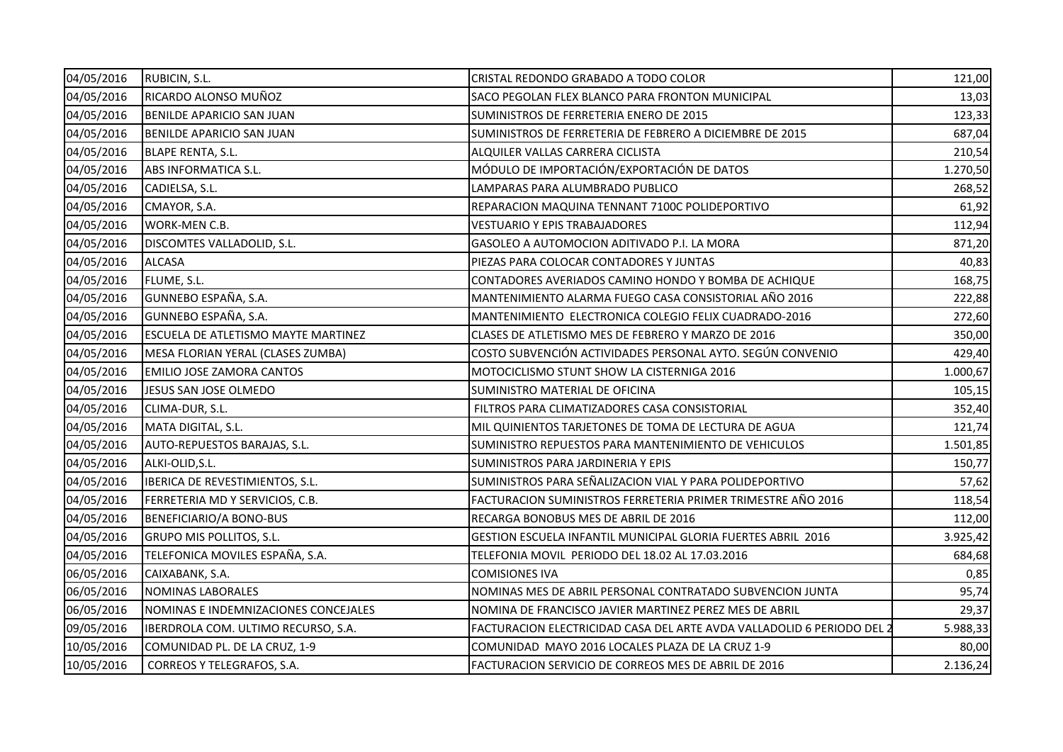| | | | |
|---|---|---|---|
| 04/05/2016 | RUBICIN, S.L. | CRISTAL REDONDO GRABADO A TODO COLOR | 121,00 |
| 04/05/2016 | RICARDO ALONSO MUÑOZ | SACO PEGOLAN FLEX BLANCO PARA FRONTON MUNICIPAL | 13,03 |
| 04/05/2016 | BENILDE APARICIO SAN JUAN | SUMINISTROS DE FERRETERIA ENERO DE 2015 | 123,33 |
| 04/05/2016 | BENILDE APARICIO SAN JUAN | SUMINISTROS DE FERRETERIA DE FEBRERO A DICIEMBRE DE 2015 | 687,04 |
| 04/05/2016 | BLAPE RENTA, S.L. | ALQUILER VALLAS CARRERA CICLISTA | 210,54 |
| 04/05/2016 | ABS INFORMATICA S.L. | MÓDULO DE IMPORTACIÓN/EXPORTACIÓN DE DATOS | 1.270,50 |
| 04/05/2016 | CADIELSA, S.L. | LAMPARAS PARA ALUMBRADO PUBLICO | 268,52 |
| 04/05/2016 | CMAYOR, S.A. | REPARACION MAQUINA TENNANT 7100C POLIDEPORTIVO | 61,92 |
| 04/05/2016 | WORK-MEN C.B. | VESTUARIO Y EPIS TRABAJADORES | 112,94 |
| 04/05/2016 | DISCOMTES VALLADOLID, S.L. | GASOLEO A AUTOMOCION ADITIVADO P.I. LA MORA | 871,20 |
| 04/05/2016 | ALCASA | PIEZAS PARA COLOCAR CONTADORES Y JUNTAS | 40,83 |
| 04/05/2016 | FLUME, S.L. | CONTADORES AVERIADOS CAMINO HONDO Y BOMBA DE ACHIQUE | 168,75 |
| 04/05/2016 | GUNNEBO ESPAÑA, S.A. | MANTENIMIENTO ALARMA FUEGO CASA CONSISTORIAL AÑO 2016 | 222,88 |
| 04/05/2016 | GUNNEBO ESPAÑA, S.A. | MANTENIMIENTO ELECTRONICA COLEGIO FELIX CUADRADO-2016 | 272,60 |
| 04/05/2016 | ESCUELA DE ATLETISMO MAYTE MARTINEZ | CLASES DE ATLETISMO MES DE FEBRERO Y MARZO DE 2016 | 350,00 |
| 04/05/2016 | MESA FLORIAN YERAL (CLASES ZUMBA) | COSTO SUBVENCIÓN ACTIVIDADES PERSONAL AYTO. SEGÚN CONVENIO | 429,40 |
| 04/05/2016 | EMILIO JOSE ZAMORA CANTOS | MOTOCICLISMO STUNT SHOW LA CISTERNIGA 2016 | 1.000,67 |
| 04/05/2016 | JESUS SAN JOSE OLMEDO | SUMINISTRO MATERIAL DE OFICINA | 105,15 |
| 04/05/2016 | CLIMA-DUR, S.L. | FILTROS PARA CLIMATIZADORES CASA CONSISTORIAL | 352,40 |
| 04/05/2016 | MATA DIGITAL, S.L. | MIL QUINIENTOS TARJETONES DE TOMA DE LECTURA DE AGUA | 121,74 |
| 04/05/2016 | AUTO-REPUESTOS BARAJAS, S.L. | SUMINISTRO REPUESTOS PARA MANTENIMIENTO DE VEHICULOS | 1.501,85 |
| 04/05/2016 | ALKI-OLID,S.L. | SUMINISTROS PARA JARDINERIA Y EPIS | 150,77 |
| 04/05/2016 | IBERICA DE REVESTIMIENTOS, S.L. | SUMINISTROS PARA SEÑALIZACION VIAL Y PARA POLIDEPORTIVO | 57,62 |
| 04/05/2016 | FERRETERIA MD Y SERVICIOS, C.B. | FACTURACION SUMINISTROS FERRETERIA PRIMER TRIMESTRE AÑO 2016 | 118,54 |
| 04/05/2016 | BENEFICIARIO/A BONO-BUS | RECARGA BONOBUS MES DE ABRIL DE 2016 | 112,00 |
| 04/05/2016 | GRUPO MIS POLLITOS, S.L. | GESTION ESCUELA INFANTIL MUNICIPAL GLORIA FUERTES ABRIL 2016 | 3.925,42 |
| 04/05/2016 | TELEFONICA MOVILES ESPAÑA, S.A. | TELEFONIA MOVIL PERIODO DEL 18.02 AL 17.03.2016 | 684,68 |
| 06/05/2016 | CAIXABANK, S.A. | COMISIONES IVA | 0,85 |
| 06/05/2016 | NOMINAS LABORALES | NOMINAS MES DE ABRIL PERSONAL CONTRATADO SUBVENCION JUNTA | 95,74 |
| 06/05/2016 | NOMINAS E INDEMNIZACIONES CONCEJALES | NOMINA DE FRANCISCO JAVIER MARTINEZ PEREZ MES DE ABRIL | 29,37 |
| 09/05/2016 | IBERDROLA COM. ULTIMO RECURSO, S.A. | FACTURACION ELECTRICIDAD CASA DEL ARTE AVDA VALLADOLID 6 PERIODO DEL 2 | 5.988,33 |
| 10/05/2016 | COMUNIDAD PL. DE LA CRUZ, 1-9 | COMUNIDAD MAYO 2016 LOCALES PLAZA DE LA CRUZ 1-9 | 80,00 |
| 10/05/2016 | CORREOS Y TELEGRAFOS, S.A. | FACTURACION SERVICIO DE CORREOS MES DE ABRIL DE 2016 | 2.136,24 |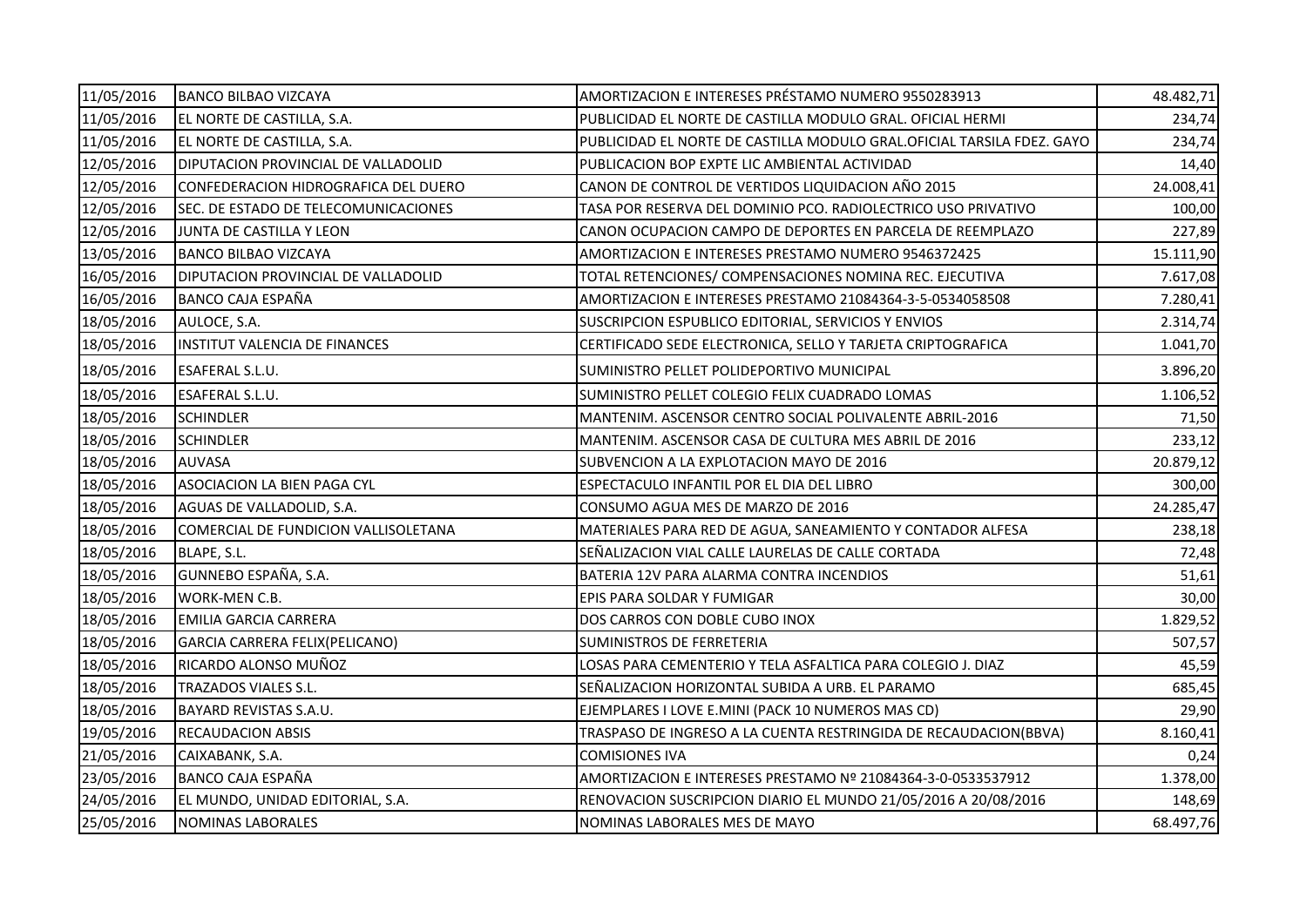| | | | |
|---|---|---|---|
| 11/05/2016 | BANCO BILBAO VIZCAYA | AMORTIZACION E INTERESES PRÉSTAMO NUMERO 9550283913 | 48.482,71 |
| 11/05/2016 | EL NORTE DE CASTILLA, S.A. | PUBLICIDAD EL NORTE DE CASTILLA MODULO GRAL. OFICIAL HERMI | 234,74 |
| 11/05/2016 | EL NORTE DE CASTILLA, S.A. | PUBLICIDAD EL NORTE DE CASTILLA MODULO GRAL.OFICIAL TARSILA FDEZ. GAYO | 234,74 |
| 12/05/2016 | DIPUTACION PROVINCIAL DE VALLADOLID | PUBLICACION BOP EXPTE LIC AMBIENTAL ACTIVIDAD | 14,40 |
| 12/05/2016 | CONFEDERACION HIDROGRAFICA DEL DUERO | CANON DE CONTROL DE VERTIDOS LIQUIDACION AÑO 2015 | 24.008,41 |
| 12/05/2016 | SEC. DE ESTADO DE TELECOMUNICACIONES | TASA POR RESERVA DEL DOMINIO PCO. RADIOLECTRICO USO PRIVATIVO | 100,00 |
| 12/05/2016 | JUNTA DE CASTILLA Y LEON | CANON OCUPACION CAMPO DE DEPORTES EN PARCELA DE REEMPLAZO | 227,89 |
| 13/05/2016 | BANCO BILBAO VIZCAYA | AMORTIZACION E INTERESES PRESTAMO NUMERO 9546372425 | 15.111,90 |
| 16/05/2016 | DIPUTACION PROVINCIAL DE VALLADOLID | TOTAL RETENCIONES/ COMPENSACIONES NOMINA REC. EJECUTIVA | 7.617,08 |
| 16/05/2016 | BANCO CAJA ESPAÑA | AMORTIZACION E INTERESES PRESTAMO 21084364-3-5-0534058508 | 7.280,41 |
| 18/05/2016 | AULOCE, S.A. | SUSCRIPCION ESPUBLICO EDITORIAL, SERVICIOS Y ENVIOS | 2.314,74 |
| 18/05/2016 | INSTITUT VALENCIA DE FINANCES | CERTIFICADO SEDE ELECTRONICA, SELLO Y TARJETA CRIPTOGRAFICA | 1.041,70 |
| 18/05/2016 | ESAFERAL S.L.U. | SUMINISTRO PELLET POLIDEPORTIVO MUNICIPAL | 3.896,20 |
| 18/05/2016 | ESAFERAL S.L.U. | SUMINISTRO PELLET COLEGIO FELIX CUADRADO LOMAS | 1.106,52 |
| 18/05/2016 | SCHINDLER | MANTENIM. ASCENSOR CENTRO SOCIAL POLIVALENTE ABRIL-2016 | 71,50 |
| 18/05/2016 | SCHINDLER | MANTENIM. ASCENSOR CASA DE CULTURA MES ABRIL DE 2016 | 233,12 |
| 18/05/2016 | AUVASA | SUBVENCION A LA EXPLOTACION MAYO DE 2016 | 20.879,12 |
| 18/05/2016 | ASOCIACION LA BIEN PAGA CYL | ESPECTACULO INFANTIL POR EL DIA DEL LIBRO | 300,00 |
| 18/05/2016 | AGUAS DE VALLADOLID, S.A. | CONSUMO AGUA MES DE MARZO DE 2016 | 24.285,47 |
| 18/05/2016 | COMERCIAL DE FUNDICION VALLISOLETANA | MATERIALES PARA RED DE AGUA, SANEAMIENTO Y CONTADOR ALFESA | 238,18 |
| 18/05/2016 | BLAPE, S.L. | SEÑALIZACION VIAL CALLE LAURELAS DE CALLE CORTADA | 72,48 |
| 18/05/2016 | GUNNEBO ESPAÑA, S.A. | BATERIA 12V PARA ALARMA CONTRA INCENDIOS | 51,61 |
| 18/05/2016 | WORK-MEN C.B. | EPIS PARA SOLDAR Y FUMIGAR | 30,00 |
| 18/05/2016 | EMILIA GARCIA CARRERA | DOS CARROS CON DOBLE CUBO INOX | 1.829,52 |
| 18/05/2016 | GARCIA CARRERA FELIX(PELICANO) | SUMINISTROS DE FERRETERIA | 507,57 |
| 18/05/2016 | RICARDO ALONSO MUÑOZ | LOSAS PARA CEMENTERIO Y TELA ASFALTICA PARA COLEGIO J. DIAZ | 45,59 |
| 18/05/2016 | TRAZADOS VIALES S.L. | SEÑALIZACION HORIZONTAL SUBIDA A URB. EL PARAMO | 685,45 |
| 18/05/2016 | BAYARD REVISTAS S.A.U. | EJEMPLARES I LOVE E.MINI (PACK 10 NUMEROS MAS CD) | 29,90 |
| 19/05/2016 | RECAUDACION ABSIS | TRASPASO DE INGRESO A LA CUENTA RESTRINGIDA DE RECAUDACION(BBVA) | 8.160,41 |
| 21/05/2016 | CAIXABANK, S.A. | COMISIONES IVA | 0,24 |
| 23/05/2016 | BANCO CAJA ESPAÑA | AMORTIZACION E INTERESES PRESTAMO Nº 21084364-3-0-0533537912 | 1.378,00 |
| 24/05/2016 | EL MUNDO, UNIDAD EDITORIAL, S.A. | RENOVACION SUSCRIPCION DIARIO EL MUNDO 21/05/2016 A 20/08/2016 | 148,69 |
| 25/05/2016 | NOMINAS LABORALES | NOMINAS LABORALES MES DE MAYO | 68.497,76 |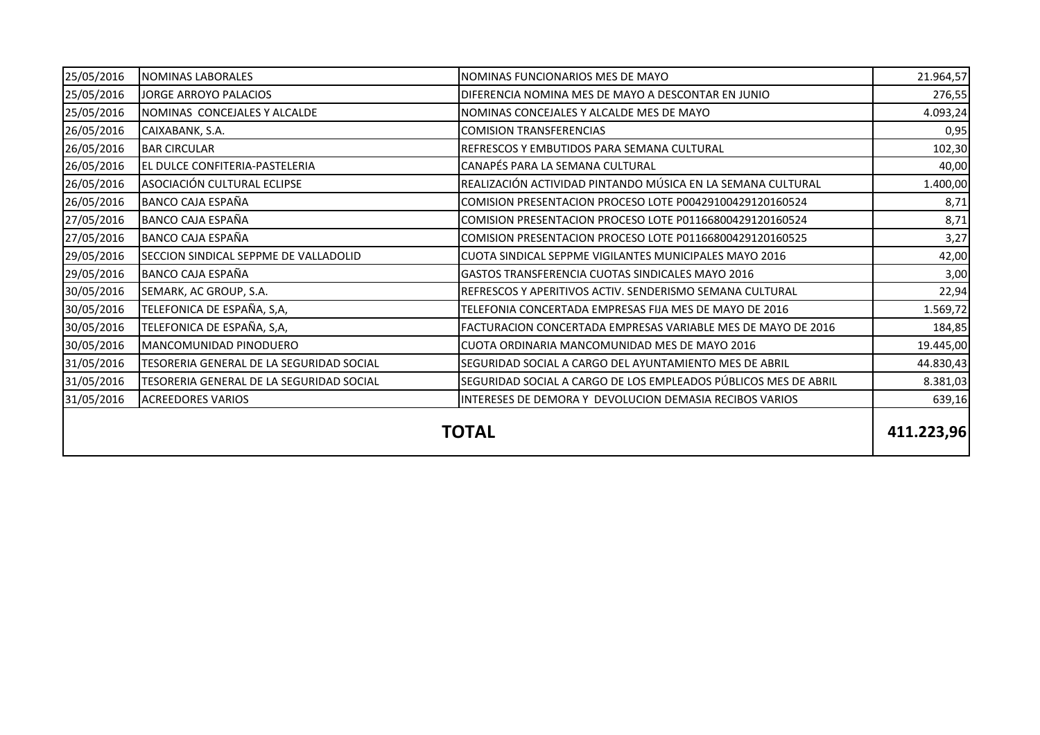| | | | |
|---|---|---|---|
| 25/05/2016 | NOMINAS LABORALES | NOMINAS FUNCIONARIOS MES DE MAYO | 21.964,57 |
| 25/05/2016 | JORGE ARROYO PALACIOS | DIFERENCIA NOMINA MES DE MAYO A DESCONTAR EN JUNIO | 276,55 |
| 25/05/2016 | NOMINAS CONCEJALES Y ALCALDE | NOMINAS CONCEJALES Y ALCALDE MES DE MAYO | 4.093,24 |
| 26/05/2016 | CAIXABANK, S.A. | COMISION TRANSFERENCIAS | 0,95 |
| 26/05/2016 | BAR CIRCULAR | REFRESCOS Y EMBUTIDOS PARA SEMANA CULTURAL | 102,30 |
| 26/05/2016 | EL DULCE CONFITERIA-PASTELERIA | CANAPÉS PARA LA SEMANA CULTURAL | 40,00 |
| 26/05/2016 | ASOCIACIÓN CULTURAL ECLIPSE | REALIZACIÓN ACTIVIDAD PINTANDO MÚSICA EN LA SEMANA CULTURAL | 1.400,00 |
| 26/05/2016 | BANCO CAJA ESPAÑA | COMISION PRESENTACION PROCESO LOTE P00429100429120160524 | 8,71 |
| 27/05/2016 | BANCO CAJA ESPAÑA | COMISION PRESENTACION PROCESO LOTE P01166800429120160524 | 8,71 |
| 27/05/2016 | BANCO CAJA ESPAÑA | COMISION PRESENTACION PROCESO LOTE P01166800429120160525 | 3,27 |
| 29/05/2016 | SECCION SINDICAL SEPPME DE VALLADOLID | CUOTA SINDICAL SEPPME VIGILANTES MUNICIPALES MAYO 2016 | 42,00 |
| 29/05/2016 | BANCO CAJA ESPAÑA | GASTOS TRANSFERENCIA CUOTAS SINDICALES MAYO 2016 | 3,00 |
| 30/05/2016 | SEMARK, AC GROUP, S.A. | REFRESCOS Y APERITIVOS ACTIV. SENDERISMO SEMANA CULTURAL | 22,94 |
| 30/05/2016 | TELEFONICA DE ESPAÑA, S,A, | TELEFONIA CONCERTADA EMPRESAS FIJA MES DE MAYO DE 2016 | 1.569,72 |
| 30/05/2016 | TELEFONICA DE ESPAÑA, S,A, | FACTURACION CONCERTADA EMPRESAS VARIABLE MES DE MAYO DE 2016 | 184,85 |
| 30/05/2016 | MANCOMUNIDAD PINODUERO | CUOTA ORDINARIA MANCOMUNIDAD MES DE MAYO 2016 | 19.445,00 |
| 31/05/2016 | TESORERIA GENERAL DE LA SEGURIDAD SOCIAL | SEGURIDAD SOCIAL A CARGO DEL AYUNTAMIENTO MES DE ABRIL | 44.830,43 |
| 31/05/2016 | TESORERIA GENERAL DE LA SEGURIDAD SOCIAL | SEGURIDAD SOCIAL A CARGO DE LOS EMPLEADOS PÚBLICOS MES DE ABRIL | 8.381,03 |
| 31/05/2016 | ACREEDORES VARIOS | INTERESES DE DEMORA Y DEVOLUCION DEMASIA RECIBOS VARIOS | 639,16 |
| **TOTAL** | | | **411.223,96** |